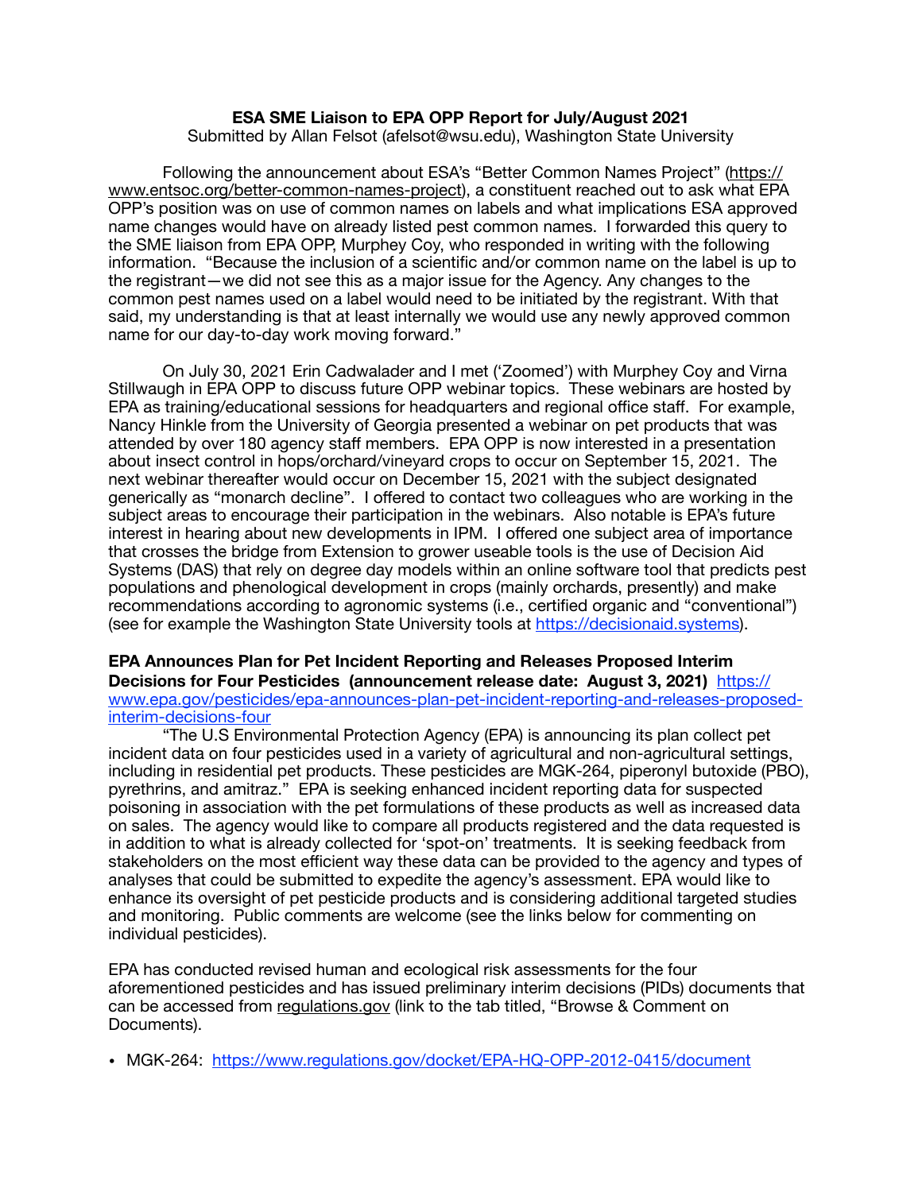**ESA SME Liaison to EPA OPP Report for July/August 2021**
Submitted by Allan Felsot (afelsot@wsu.edu), Washington State University

Following the announcement about ESA's "Better Common Names Project" (https://www.entsoc.org/better-common-names-project), a constituent reached out to ask what EPA OPP's position was on use of common names on labels and what implications ESA approved name changes would have on already listed pest common names. I forwarded this query to the SME liaison from EPA OPP, Murphey Coy, who responded in writing with the following information. "Because the inclusion of a scientific and/or common name on the label is up to the registrant—we did not see this as a major issue for the Agency. Any changes to the common pest names used on a label would need to be initiated by the registrant. With that said, my understanding is that at least internally we would use any newly approved common name for our day-to-day work moving forward."

On July 30, 2021 Erin Cadwalader and I met ('Zoomed') with Murphey Coy and Virna Stillwaugh in EPA OPP to discuss future OPP webinar topics. These webinars are hosted by EPA as training/educational sessions for headquarters and regional office staff. For example, Nancy Hinkle from the University of Georgia presented a webinar on pet products that was attended by over 180 agency staff members. EPA OPP is now interested in a presentation about insect control in hops/orchard/vineyard crops to occur on September 15, 2021. The next webinar thereafter would occur on December 15, 2021 with the subject designated generically as "monarch decline". I offered to contact two colleagues who are working in the subject areas to encourage their participation in the webinars. Also notable is EPA's future interest in hearing about new developments in IPM. I offered one subject area of importance that crosses the bridge from Extension to grower useable tools is the use of Decision Aid Systems (DAS) that rely on degree day models within an online software tool that predicts pest populations and phenological development in crops (mainly orchards, presently) and make recommendations according to agronomic systems (i.e., certified organic and "conventional") (see for example the Washington State University tools at https://decisionaid.systems).

**EPA Announces Plan for Pet Incident Reporting and Releases Proposed Interim Decisions for Four Pesticides (announcement release date: August 3, 2021)** https://www.epa.gov/pesticides/epa-announces-plan-pet-incident-reporting-and-releases-proposed-interim-decisions-four

"The U.S Environmental Protection Agency (EPA) is announcing its plan collect pet incident data on four pesticides used in a variety of agricultural and non-agricultural settings, including in residential pet products. These pesticides are MGK-264, piperonyl butoxide (PBO), pyrethrins, and amitraz." EPA is seeking enhanced incident reporting data for suspected poisoning in association with the pet formulations of these products as well as increased data on sales. The agency would like to compare all products registered and the data requested is in addition to what is already collected for 'spot-on' treatments. It is seeking feedback from stakeholders on the most efficient way these data can be provided to the agency and types of analyses that could be submitted to expedite the agency's assessment. EPA would like to enhance its oversight of pet pesticide products and is considering additional targeted studies and monitoring. Public comments are welcome (see the links below for commenting on individual pesticides).

EPA has conducted revised human and ecological risk assessments for the four aforementioned pesticides and has issued preliminary interim decisions (PIDs) documents that can be accessed from regulations.gov (link to the tab titled, "Browse & Comment on Documents).

- MGK-264: https://www.regulations.gov/docket/EPA-HQ-OPP-2012-0415/document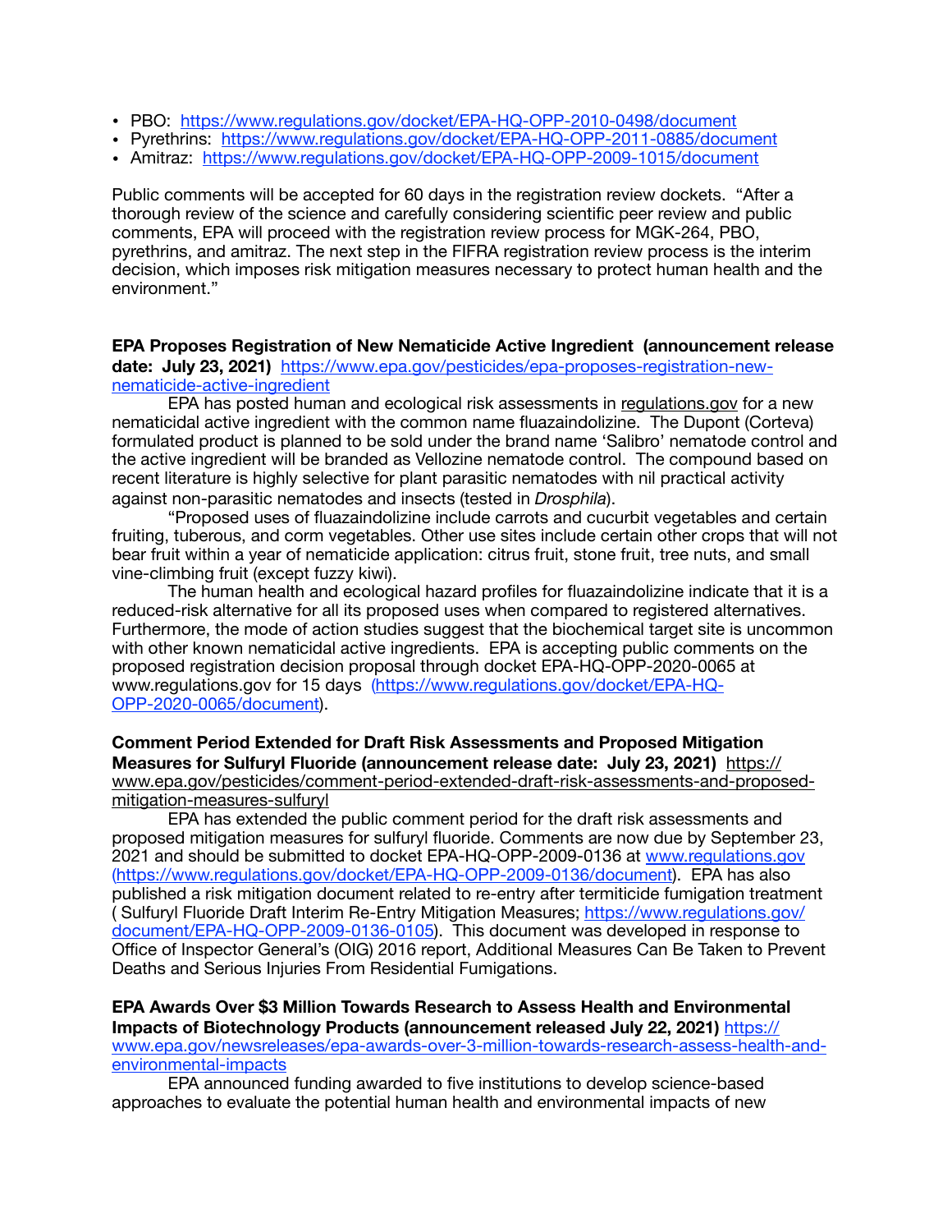- PBO: https://www.regulations.gov/docket/EPA-HQ-OPP-2010-0498/document
- Pyrethrins: https://www.regulations.gov/docket/EPA-HQ-OPP-2011-0885/document
- Amitraz: https://www.regulations.gov/docket/EPA-HQ-OPP-2009-1015/document

Public comments will be accepted for 60 days in the registration review dockets. "After a thorough review of the science and carefully considering scientific peer review and public comments, EPA will proceed with the registration review process for MGK-264, PBO, pyrethrins, and amitraz. The next step in the FIFRA registration review process is the interim decision, which imposes risk mitigation measures necessary to protect human health and the environment."

**EPA Proposes Registration of New Nematicide Active Ingredient (announcement release date: July 23, 2021)** https://www.epa.gov/pesticides/epa-proposes-registration-new-nematicide-active-ingredient

EPA has posted human and ecological risk assessments in regulations.gov for a new nematicidal active ingredient with the common name fluazaindolizine. The Dupont (Corteva) formulated product is planned to be sold under the brand name 'Salibro' nematode control and the active ingredient will be branded as Vellozine nematode control. The compound based on recent literature is highly selective for plant parasitic nematodes with nil practical activity against non-parasitic nematodes and insects (tested in *Drosphila*).

"Proposed uses of fluazaindolizine include carrots and cucurbit vegetables and certain fruiting, tuberous, and corm vegetables. Other use sites include certain other crops that will not bear fruit within a year of nematicide application: citrus fruit, stone fruit, tree nuts, and small vine-climbing fruit (except fuzzy kiwi).

The human health and ecological hazard profiles for fluazaindolizine indicate that it is a reduced-risk alternative for all its proposed uses when compared to registered alternatives. Furthermore, the mode of action studies suggest that the biochemical target site is uncommon with other known nematicidal active ingredients. EPA is accepting public comments on the proposed registration decision proposal through docket EPA-HQ-OPP-2020-0065 at www.regulations.gov for 15 days (https://www.regulations.gov/docket/EPA-HQ-OPP-2020-0065/document).

**Comment Period Extended for Draft Risk Assessments and Proposed Mitigation Measures for Sulfuryl Fluoride (announcement release date: July 23, 2021)** https://www.epa.gov/pesticides/comment-period-extended-draft-risk-assessments-and-proposed-mitigation-measures-sulfuryl

EPA has extended the public comment period for the draft risk assessments and proposed mitigation measures for sulfuryl fluoride. Comments are now due by September 23, 2021 and should be submitted to docket EPA-HQ-OPP-2009-0136 at www.regulations.gov (https://www.regulations.gov/docket/EPA-HQ-OPP-2009-0136/document). EPA has also published a risk mitigation document related to re-entry after termiticide fumigation treatment ( Sulfuryl Fluoride Draft Interim Re-Entry Mitigation Measures; https://www.regulations.gov/document/EPA-HQ-OPP-2009-0136-0105). This document was developed in response to Office of Inspector General's (OIG) 2016 report, Additional Measures Can Be Taken to Prevent Deaths and Serious Injuries From Residential Fumigations.

**EPA Awards Over $3 Million Towards Research to Assess Health and Environmental Impacts of Biotechnology Products (announcement released July 22, 2021)** https://www.epa.gov/newsreleases/epa-awards-over-3-million-towards-research-assess-health-and-environmental-impacts

EPA announced funding awarded to five institutions to develop science-based approaches to evaluate the potential human health and environmental impacts of new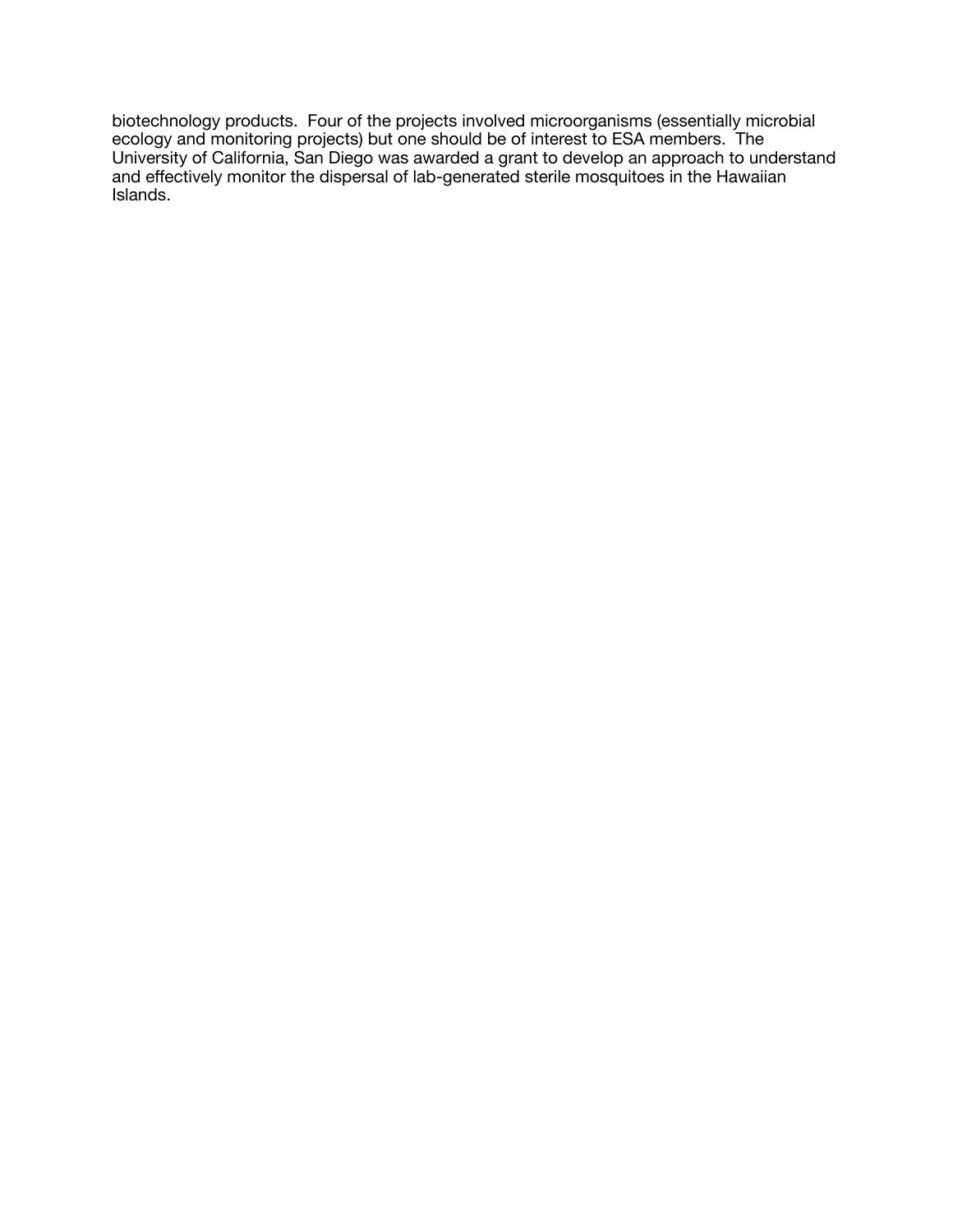biotechnology products.  Four of the projects involved microorganisms (essentially microbial ecology and monitoring projects) but one should be of interest to ESA members.  The University of California, San Diego was awarded a grant to develop an approach to understand and effectively monitor the dispersal of lab-generated sterile mosquitoes in the Hawaiian Islands.